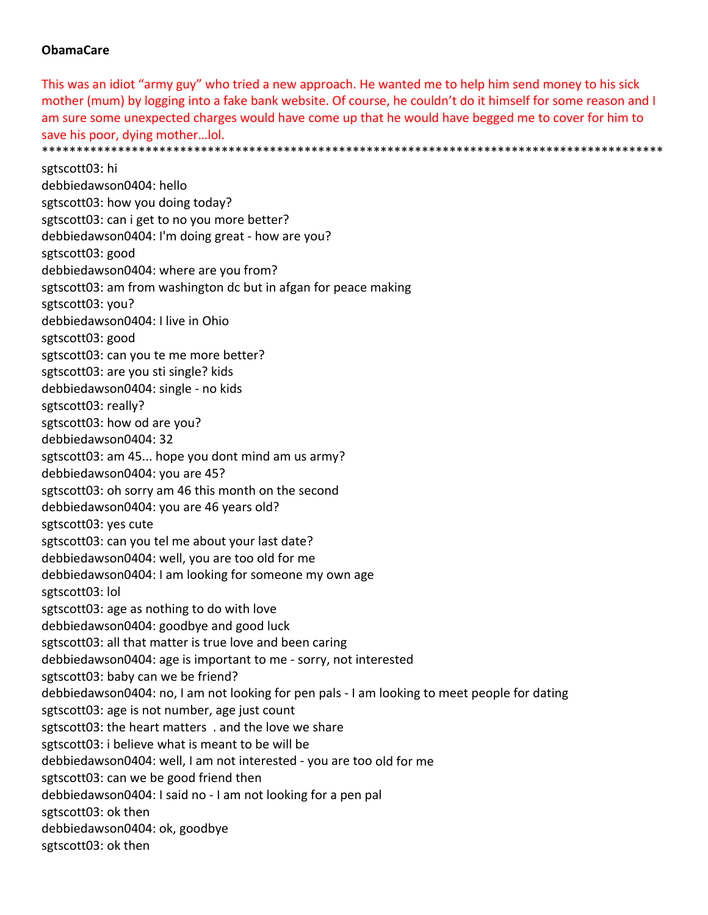**ObamaCare**

This was an idiot "army guy" who tried a new approach. He wanted me to help him send money to his sick mother (mum) by logging into a fake bank website. Of course, he couldn't do it himself for some reason and I am sure some unexpected charges would have come up that he would have begged me to cover for him to save his poor, dying mother…lol.

*******************************************************************************************

sgtscott03: hi
debbiedawson0404: hello
sgtscott03: how you doing today?
sgtscott03: can i get to no you more better?
debbiedawson0404: I'm doing great - how are you?
sgtscott03: good
debbiedawson0404: where are you from?
sgtscott03: am from washington dc but in afgan for peace making
sgtscott03: you?
debbiedawson0404: I live in Ohio
sgtscott03: good
sgtscott03: can you te me more better?
sgtscott03: are you sti single? kids
debbiedawson0404: single - no kids
sgtscott03: really?
sgtscott03: how od are you?
debbiedawson0404: 32
sgtscott03: am 45... hope you dont mind am us army?
debbiedawson0404: you are 45?
sgtscott03: oh sorry am 46 this month on the second
debbiedawson0404: you are 46 years old?
sgtscott03: yes cute
sgtscott03: can you tel me about your last date?
debbiedawson0404: well, you are too old for me
debbiedawson0404: I am looking for someone my own age
sgtscott03: lol
sgtscott03: age as nothing to do with love
debbiedawson0404: goodbye and good luck
sgtscott03: all that matter is true love and been caring
debbiedawson0404: age is important to me - sorry, not interested
sgtscott03: baby can we be friend?
debbiedawson0404: no, I am not looking for pen pals - I am looking to meet people for dating
sgtscott03: age is not number, age just count
sgtscott03: the heart matters . and the love we share
sgtscott03: i believe what is meant to be will be
debbiedawson0404: well, I am not interested - you are too old for me
sgtscott03: can we be good friend then
debbiedawson0404: I said no - I am not looking for a pen pal
sgtscott03: ok then
debbiedawson0404: ok, goodbye
sgtscott03: ok then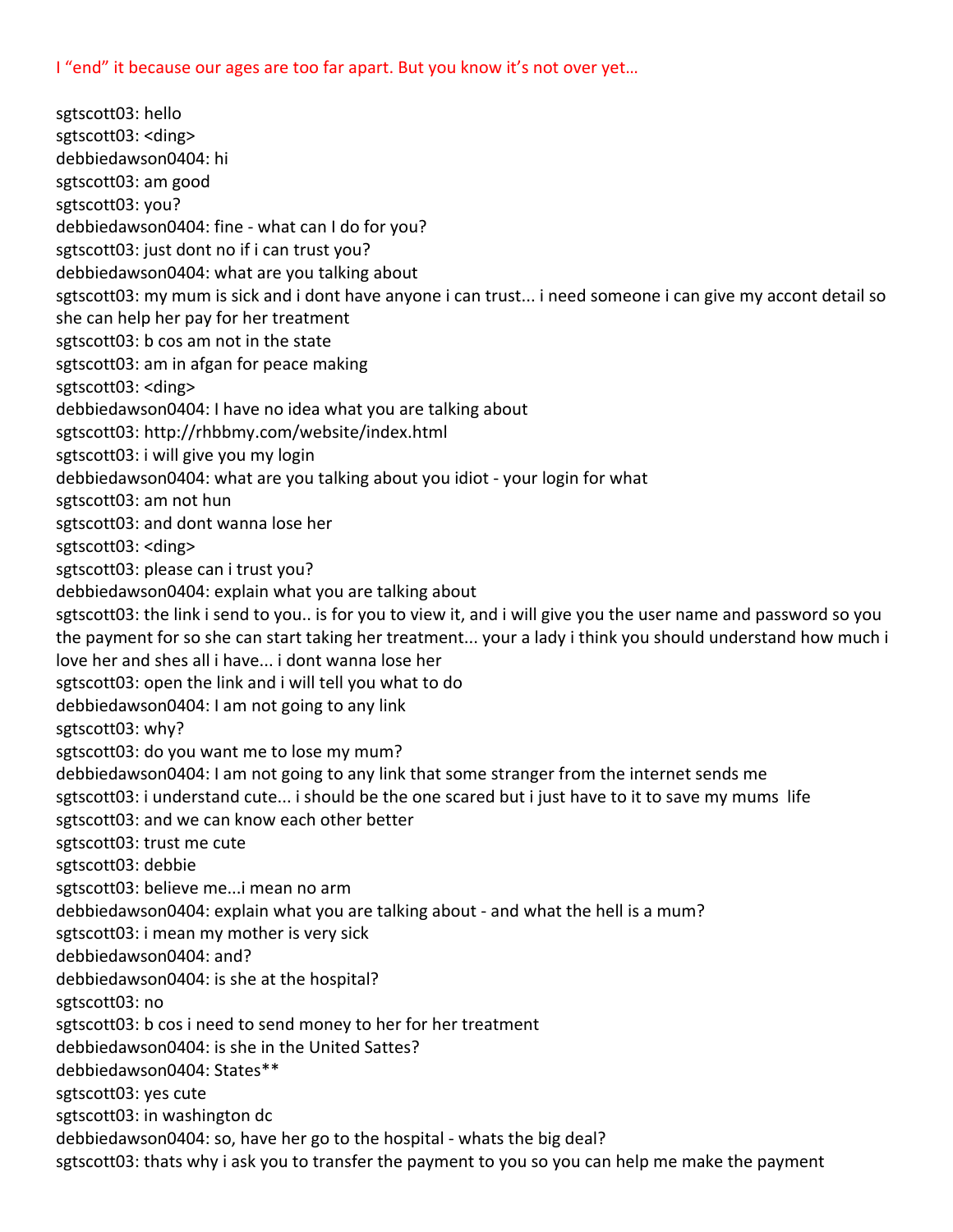I “end” it because our ages are too far apart. But you know it’s not over yet…

sgtscott03: hello
sgtscott03: <ding>
debbiedawson0404: hi
sgtscott03: am good
sgtscott03: you?
debbiedawson0404: fine - what can I do for you?
sgtscott03: just dont no if i can trust you?
debbiedawson0404: what are you talking about
sgtscott03: my mum is sick and i dont have anyone i can trust... i need someone i can give my accont detail so she can help her pay for her treatment
sgtscott03: b cos am not in the state
sgtscott03: am in afgan for peace making
sgtscott03: <ding>
debbiedawson0404: I have no idea what you are talking about
sgtscott03: http://rhbbmy.com/website/index.html
sgtscott03: i will give you my login
debbiedawson0404: what are you talking about you idiot - your login for what
sgtscott03: am not hun
sgtscott03: and dont wanna lose her
sgtscott03: <ding>
sgtscott03: please can i trust you?
debbiedawson0404: explain what you are talking about
sgtscott03: the link i send to you.. is for you to view it, and i will give you the user name and password so you the payment for so she can start taking her treatment... your a lady i think you should understand how much i love her and shes all i have... i dont wanna lose her
sgtscott03: open the link and i will tell you what to do
debbiedawson0404: I am not going to any link
sgtscott03: why?
sgtscott03: do you want me to lose my mum?
debbiedawson0404: I am not going to any link that some stranger from the internet sends me
sgtscott03: i understand cute... i should be the one scared but i just have to it to save my mums life
sgtscott03: and we can know each other better
sgtscott03: trust me cute
sgtscott03: debbie
sgtscott03: believe me...i mean no arm
debbiedawson0404: explain what you are talking about - and what the hell is a mum?
sgtscott03: i mean my mother is very sick
debbiedawson0404: and?
debbiedawson0404: is she at the hospital?
sgtscott03: no
sgtscott03: b cos i need to send money to her for her treatment
debbiedawson0404: is she in the United Sattes?
debbiedawson0404: States**
sgtscott03: yes cute
sgtscott03: in washington dc
debbiedawson0404: so, have her go to the hospital - whats the big deal?
sgtscott03: thats why i ask you to transfer the payment to you so you can help me make the payment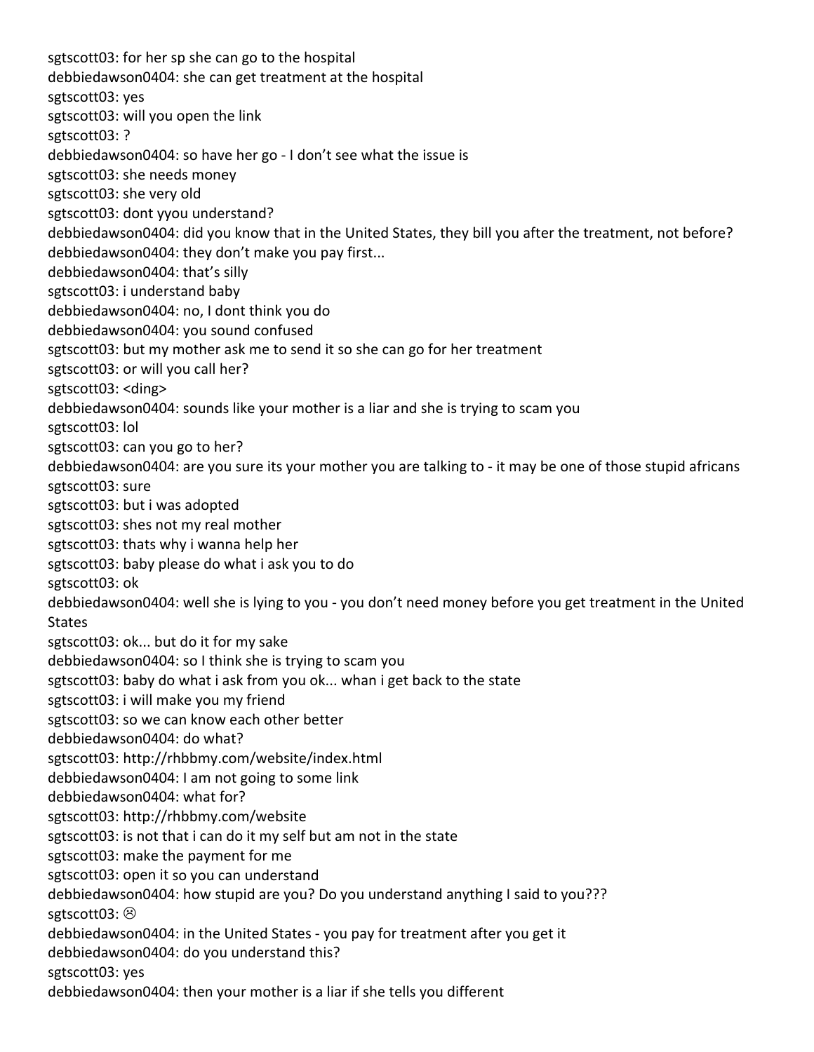sgtscott03: for her sp she can go to the hospital
debbiedawson0404: she can get treatment at the hospital
sgtscott03: yes
sgtscott03: will you open the link
sgtscott03: ?
debbiedawson0404: so have her go - I don't see what the issue is
sgtscott03: she needs money
sgtscott03: she very old
sgtscott03: dont yyou understand?
debbiedawson0404: did you know that in the United States, they bill you after the treatment, not before?
debbiedawson0404: they don't make you pay first...
debbiedawson0404: that's silly
sgtscott03: i understand baby
debbiedawson0404: no, I dont think you do
debbiedawson0404: you sound confused
sgtscott03: but my mother ask me to send it so she can go for her treatment
sgtscott03: or will you call her?
sgtscott03: <ding>
debbiedawson0404: sounds like your mother is a liar and she is trying to scam you
sgtscott03: lol
sgtscott03: can you go to her?
debbiedawson0404: are you sure its your mother you are talking to - it may be one of those stupid africans
sgtscott03: sure
sgtscott03: but i was adopted
sgtscott03: shes not my real mother
sgtscott03: thats why i wanna help her
sgtscott03: baby please do what i ask you to do
sgtscott03: ok
debbiedawson0404: well she is lying to you - you don't need money before you get treatment in the United States
sgtscott03: ok... but do it for my sake
debbiedawson0404: so I think she is trying to scam you
sgtscott03: baby do what i ask from you ok... whan i get back to the state
sgtscott03: i will make you my friend
sgtscott03: so we can know each other better
debbiedawson0404: do what?
sgtscott03: http://rhbbmy.com/website/index.html
debbiedawson0404: I am not going to some link
debbiedawson0404: what for?
sgtscott03: http://rhbbmy.com/website
sgtscott03: is not that i can do it my self but am not in the state
sgtscott03: make the payment for me
sgtscott03: open it so you can understand
debbiedawson0404: how stupid are you? Do you understand anything I said to you???
sgtscott03: ☹
debbiedawson0404: in the United States - you pay for treatment after you get it
debbiedawson0404: do you understand this?
sgtscott03: yes
debbiedawson0404: then your mother is a liar if she tells you different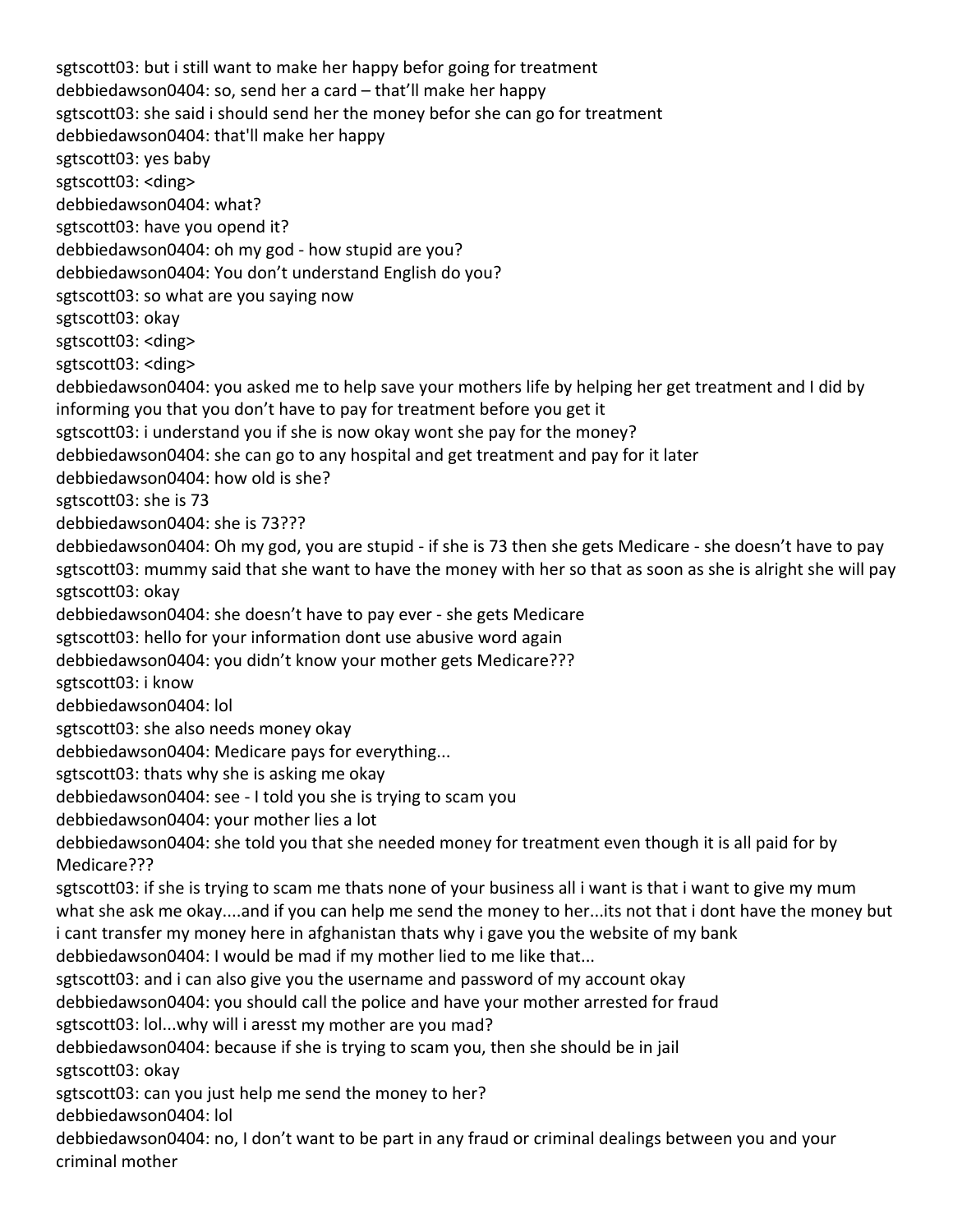sgtscott03: but i still want to make her happy befor going for treatment
debbiedawson0404: so, send her a card – that'll make her happy
sgtscott03: she said i should send her the money befor she can go for treatment
debbiedawson0404: that'll make her happy
sgtscott03: yes baby
sgtscott03: <ding>
debbiedawson0404: what?
sgtscott03: have you opend it?
debbiedawson0404: oh my god - how stupid are you?
debbiedawson0404: You don't understand English do you?
sgtscott03: so what are you saying now
sgtscott03: okay
sgtscott03: <ding>
sgtscott03: <ding>
debbiedawson0404: you asked me to help save your mothers life by helping her get treatment and I did by informing you that you don't have to pay for treatment before you get it
sgtscott03: i understand you if she is now okay wont she pay for the money?
debbiedawson0404: she can go to any hospital and get treatment and pay for it later
debbiedawson0404: how old is she?
sgtscott03: she is 73
debbiedawson0404: she is 73???
debbiedawson0404: Oh my god, you are stupid - if she is 73 then she gets Medicare - she doesn't have to pay
sgtscott03: mummy said that she want to have the money with her so that as soon as she is alright she will pay
sgtscott03: okay
debbiedawson0404: she doesn't have to pay ever - she gets Medicare
sgtscott03: hello for your information dont use abusive word again
debbiedawson0404: you didn't know your mother gets Medicare???
sgtscott03: i know
debbiedawson0404: lol
sgtscott03: she also needs money okay
debbiedawson0404: Medicare pays for everything...
sgtscott03: thats why she is asking me okay
debbiedawson0404: see - I told you she is trying to scam you
debbiedawson0404: your mother lies a lot
debbiedawson0404: she told you that she needed money for treatment even though it is all paid for by Medicare???
sgtscott03: if she is trying to scam me thats none of your business all i want is that i want to give my mum what she ask me okay....and if you can help me send the money to her...its not that i dont have the money but i cant transfer my money here in afghanistan thats why i gave you the website of my bank
debbiedawson0404: I would be mad if my mother lied to me like that...
sgtscott03: and i can also give you the username and password of my account okay
debbiedawson0404: you should call the police and have your mother arrested for fraud
sgtscott03: lol...why will i aresst my mother are you mad?
debbiedawson0404: because if she is trying to scam you, then she should be in jail
sgtscott03: okay
sgtscott03: can you just help me send the money to her?
debbiedawson0404: lol
debbiedawson0404: no, I don't want to be part in any fraud or criminal dealings between you and your criminal mother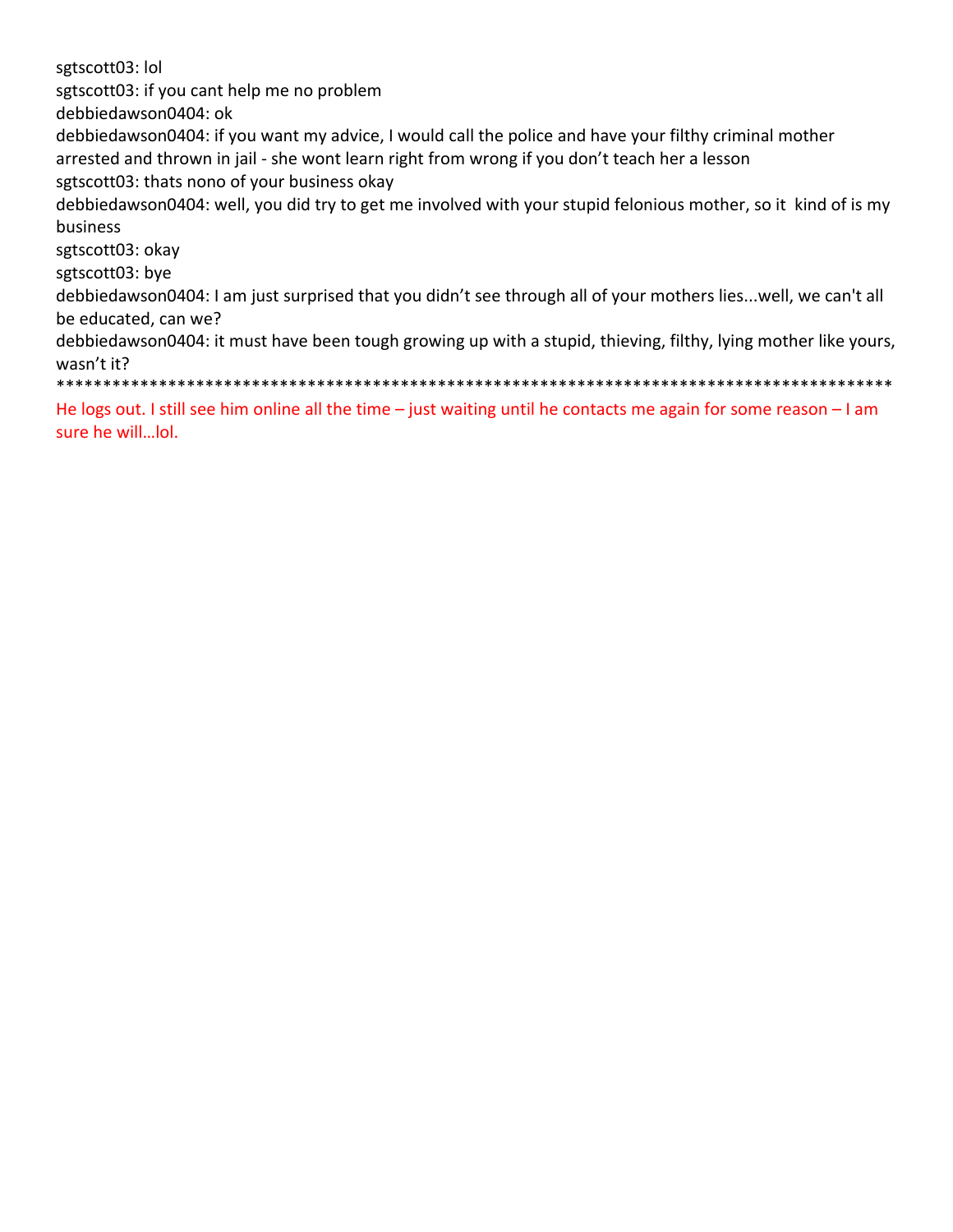sgtscott03: lol
sgtscott03: if you cant help me no problem
debbiedawson0404: ok
debbiedawson0404: if you want my advice, I would call the police and have your filthy criminal mother arrested and thrown in jail - she wont learn right from wrong if you don't teach her a lesson
sgtscott03: thats nono of your business okay
debbiedawson0404: well, you did try to get me involved with your stupid felonious mother, so it kind of is my business
sgtscott03: okay
sgtscott03: bye
debbiedawson0404: I am just surprised that you didn't see through all of your mothers lies...well, we can't all be educated, can we?
debbiedawson0404: it must have been tough growing up with a stupid, thieving, filthy, lying mother like yours, wasn't it?

*************************************************************************************************

He logs out. I still see him online all the time – just waiting until he contacts me again for some reason – I am sure he will…lol.